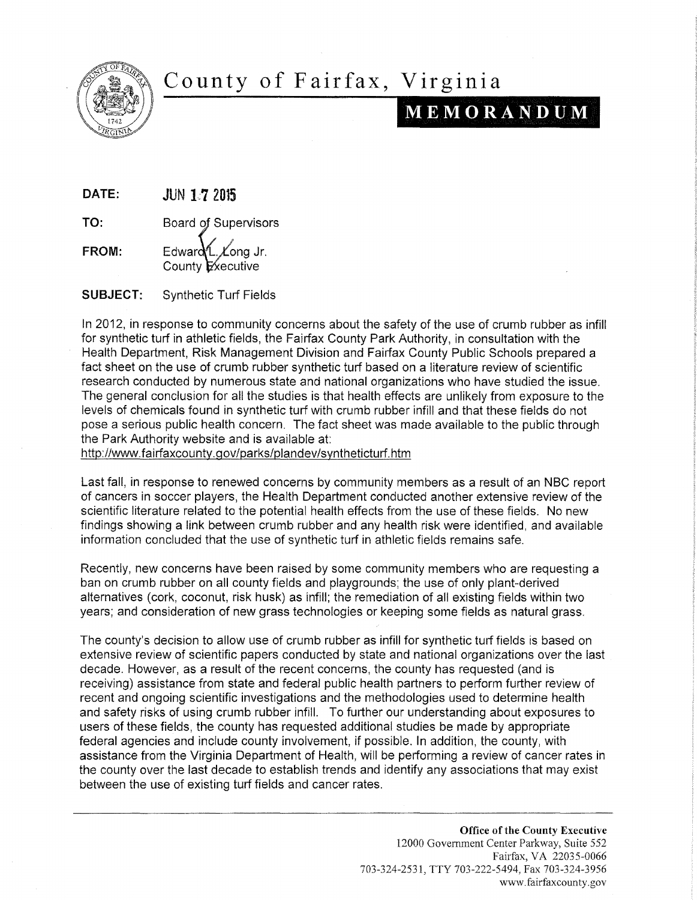# County of Fairfax, Virginia

## MEMORANDUM

**DATE:** JUN 17 2015

**TO:** Board of Supervisors

**FROM:** Edward L. Long Jr.
County Executive

**SUBJECT:** Synthetic Turf Fields

In 2012, in response to community concerns about the safety of the use of crumb rubber as infill for synthetic turf in athletic fields, the Fairfax County Park Authority, in consultation with the Health Department, Risk Management Division and Fairfax County Public Schools prepared a fact sheet on the use of crumb rubber synthetic turf based on a literature review of scientific research conducted by numerous state and national organizations who have studied the issue. The general conclusion for all the studies is that health effects are unlikely from exposure to the levels of chemicals found in synthetic turf with crumb rubber infill and that these fields do not pose a serious public health concern. The fact sheet was made available to the public through the Park Authority website and is available at:
http://www.fairfaxcounty.gov/parks/plandev/syntheticturf.htm

Last fall, in response to renewed concerns by community members as a result of an NBC report of cancers in soccer players, the Health Department conducted another extensive review of the scientific literature related to the potential health effects from the use of these fields. No new findings showing a link between crumb rubber and any health risk were identified, and available information concluded that the use of synthetic turf in athletic fields remains safe.

Recently, new concerns have been raised by some community members who are requesting a ban on crumb rubber on all county fields and playgrounds; the use of only plant-derived alternatives (cork, coconut, risk husk) as infill; the remediation of all existing fields within two years; and consideration of new grass technologies or keeping some fields as natural grass.

The county's decision to allow use of crumb rubber as infill for synthetic turf fields is based on extensive review of scientific papers conducted by state and national organizations over the last decade. However, as a result of the recent concerns, the county has requested (and is receiving) assistance from state and federal public health partners to perform further review of recent and ongoing scientific investigations and the methodologies used to determine health and safety risks of using crumb rubber infill. To further our understanding about exposures to users of these fields, the county has requested additional studies be made by appropriate federal agencies and include county involvement, if possible. In addition, the county, with assistance from the Virginia Department of Health, will be performing a review of cancer rates in the county over the last decade to establish trends and identify any associations that may exist between the use of existing turf fields and cancer rates.

**Office of the County Executive**
12000 Government Center Parkway, Suite 552
Fairfax, VA 22035-0066
703-324-2531, TTY 703-222-5494, Fax 703-324-3956
www.fairfaxcounty.gov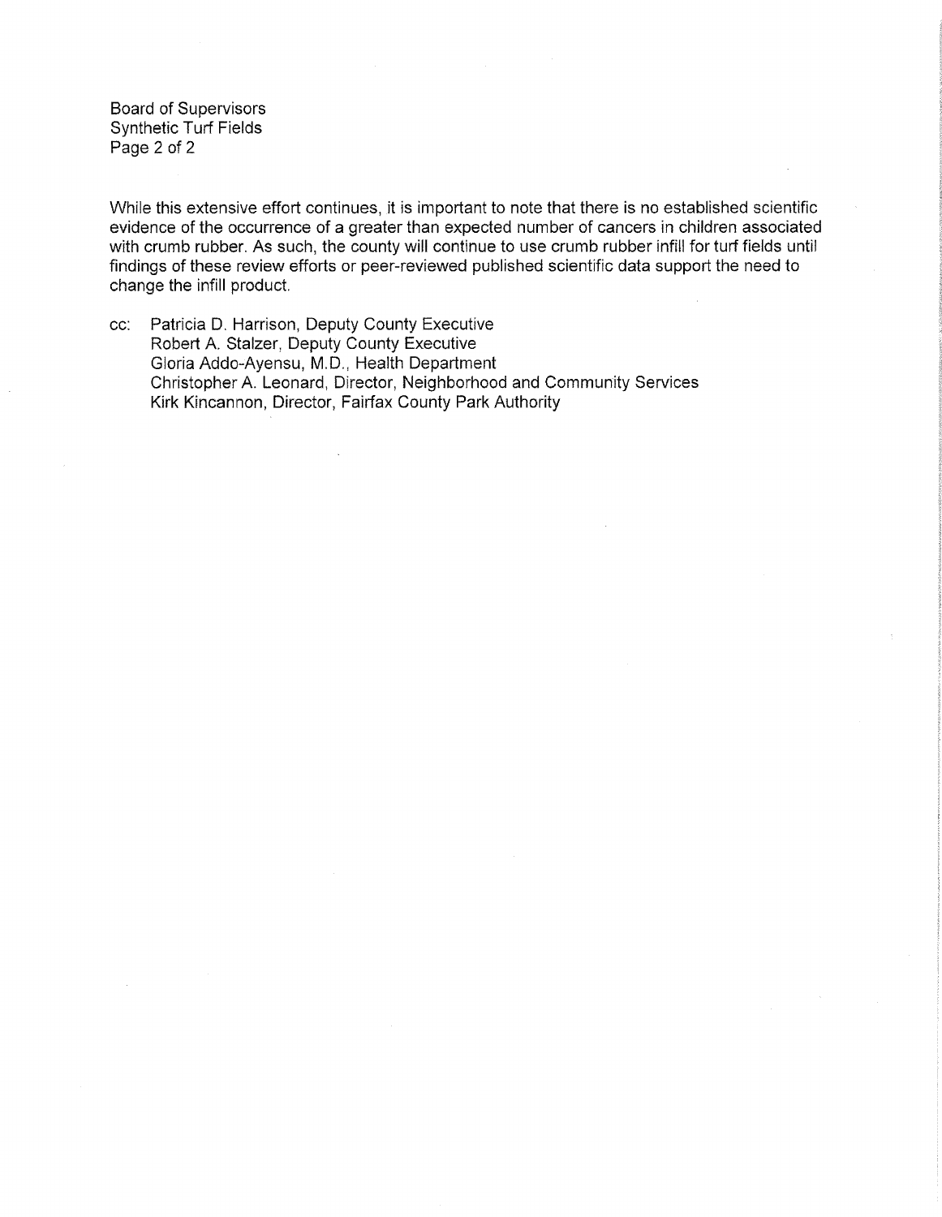While this extensive effort continues, it is important to note that there is no established scientific evidence of the occurrence of a greater than expected number of cancers in children associated with crumb rubber. As such, the county will continue to use crumb rubber infill for turf fields until findings of these review efforts or peer-reviewed published scientific data support the need to change the infill product.

cc: Patricia D. Harrison, Deputy County Executive
Robert A. Stalzer, Deputy County Executive
Gloria Addo-Ayensu, M.D., Health Department
Christopher A. Leonard, Director, Neighborhood and Community Services
Kirk Kincannon, Director, Fairfax County Park Authority